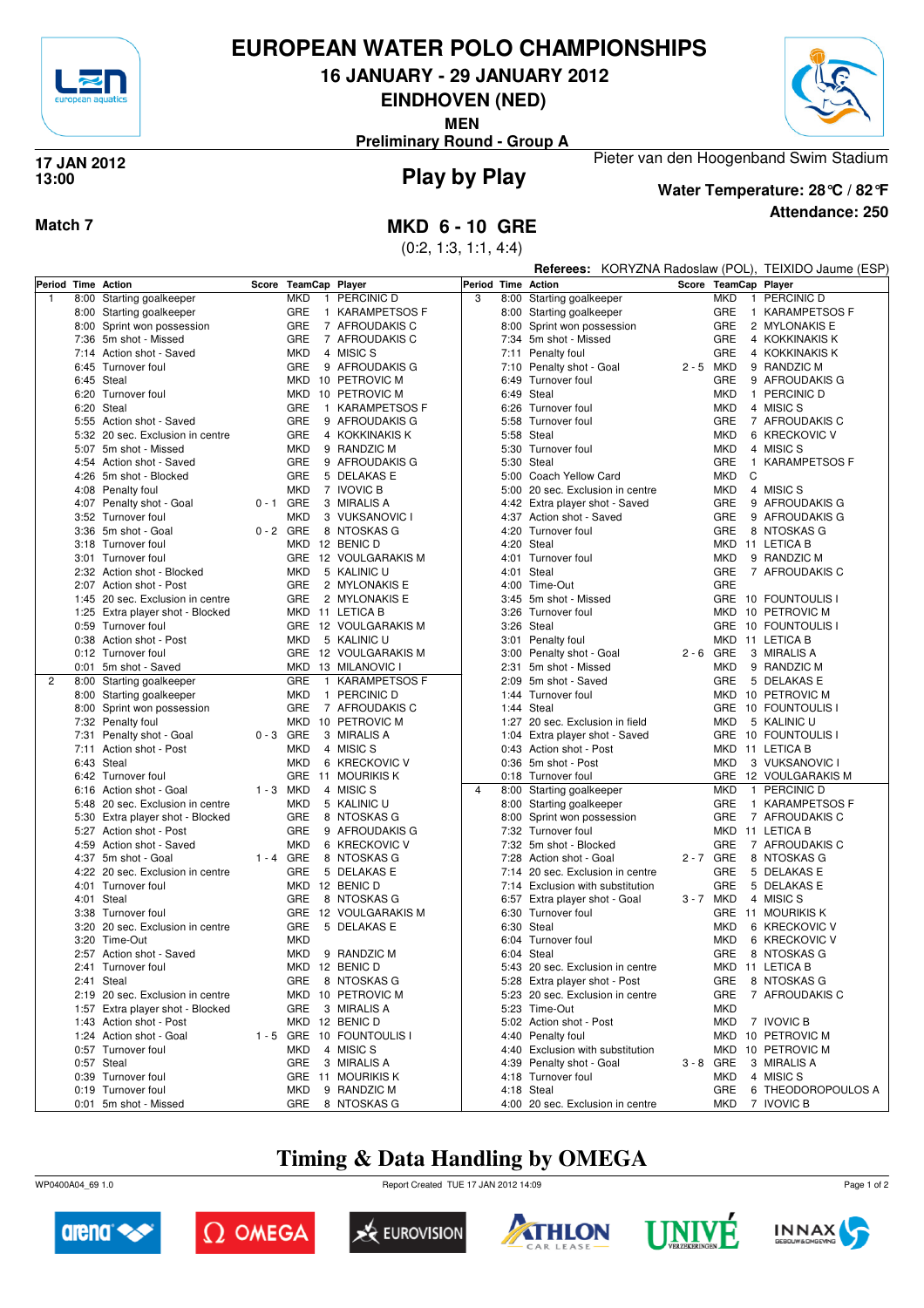# EUROPEAN WATER POLO CHAMPIONSHIPS

## 16 JANUARY - 29 JANUARY 2012

## EINDHOVEN (NED)

### MEN

### Preliminary Round - Group A

**17 JAN 2012**
**13:00**

## Play by Play

Pieter van den Hoogenband Swim Stadium

**Water Temperature: 28°C / 82°F**

**Attendance: 250**

**Match 7**

## MKD 6 - 10 GRE

(0:2, 1:3, 1:1, 4:4)

**Referees:** KORYZNA Radoslaw (POL), TEIXIDO Jaume (ESP)

| Period | Time | Action | Score | TeamCap | | Player |
|---|---|---|---|---|---|---|
| 1 | 8:00 | Starting goalkeeper | | MKD | 1 | PERCINIC D |
| | 8:00 | Starting goalkeeper | | GRE | 1 | KARAMPETSOS F |
| | 8:00 | Sprint won possession | | GRE | 7 | AFROUDAKIS C |
| | 7:36 | 5m shot - Missed | | GRE | 7 | AFROUDAKIS C |
| | 7:14 | Action shot - Saved | | MKD | 4 | MISIC S |
| | 6:45 | Turnover foul | | GRE | 9 | AFROUDAKIS G |
| | 6:45 | Steal | | MKD | 10 | PETROVIC M |
| | 6:20 | Turnover foul | | MKD | 10 | PETROVIC M |
| | 6:20 | Steal | | GRE | 1 | KARAMPETSOS F |
| | 5:55 | Action shot - Saved | | GRE | 9 | AFROUDAKIS G |
| | 5:32 | 20 sec. Exclusion in centre | | GRE | 4 | KOKKINAKIS K |
| | 5:07 | 5m shot - Missed | | MKD | 9 | RANDZIC M |
| | 4:54 | Action shot - Saved | | GRE | 9 | AFROUDAKIS G |
| | 4:26 | 5m shot - Blocked | | GRE | 5 | DELAKAS E |
| | 4:08 | Penalty foul | | MKD | 7 | IVOVIC B |
| | 4:07 | Penalty shot - Goal | 0 - 1 | GRE | 3 | MIRALIS A |
| | 3:52 | Turnover foul | | MKD | 3 | VUKSANOVIC I |
| | 3:36 | 5m shot - Goal | 0 - 2 | GRE | 8 | NTOSKAS G |
| | 3:18 | Turnover foul | | MKD | 12 | BENIC D |
| | 3:01 | Turnover foul | | GRE | 12 | VOULGARAKIS M |
| | 2:32 | Action shot - Blocked | | MKD | 5 | KALINIC U |
| | 2:07 | Action shot - Post | | GRE | 2 | MYLONAKIS E |
| | 1:45 | 20 sec. Exclusion in centre | | GRE | 2 | MYLONAKIS E |
| | 1:25 | Extra player shot - Blocked | | MKD | 11 | LETICA B |
| | 0:59 | Turnover foul | | GRE | 12 | VOULGARAKIS M |
| | 0:38 | Action shot - Post | | MKD | 5 | KALINIC U |
| | 0:12 | Turnover foul | | GRE | 12 | VOULGARAKIS M |
| | 0:01 | 5m shot - Saved | | MKD | 13 | MILANOVIC I |
| 2 | 8:00 | Starting goalkeeper | | GRE | 1 | KARAMPETSOS F |
| | 8:00 | Starting goalkeeper | | MKD | 1 | PERCINIC D |
| | 8:00 | Sprint won possession | | GRE | 7 | AFROUDAKIS C |
| | 7:32 | Penalty foul | | MKD | 10 | PETROVIC M |
| | 7:31 | Penalty shot - Goal | 0 - 3 | GRE | 3 | MIRALIS A |
| | 7:11 | Action shot - Post | | MKD | 4 | MISIC S |
| | 6:43 | Steal | | MKD | 6 | KRECKOVIC V |
| | 6:42 | Turnover foul | | GRE | 11 | MOURIKIS K |
| | 6:16 | Action shot - Goal | 1 - 3 | MKD | 4 | MISIC S |
| | 5:48 | 20 sec. Exclusion in centre | | MKD | 5 | KALINIC U |
| | 5:30 | Extra player shot - Blocked | | GRE | 8 | NTOSKAS G |
| | 5:27 | Action shot - Post | | GRE | 9 | AFROUDAKIS G |
| | 4:59 | Action shot - Saved | | MKD | 6 | KRECKOVIC V |
| | 4:37 | 5m shot - Goal | 1 - 4 | GRE | 8 | NTOSKAS G |
| | 4:22 | 20 sec. Exclusion in centre | | GRE | 5 | DELAKAS E |
| | 4:01 | Turnover foul | | MKD | 12 | BENIC D |
| | 4:01 | Steal | | GRE | 8 | NTOSKAS G |
| | 3:38 | Turnover foul | | GRE | 12 | VOULGARAKIS M |
| | 3:20 | 20 sec. Exclusion in centre | | GRE | 5 | DELAKAS E |
| | 3:20 | Time-Out | | MKD | | |
| | 2:57 | Action shot - Saved | | MKD | 9 | RANDZIC M |
| | 2:41 | Turnover foul | | MKD | 12 | BENIC D |
| | 2:41 | Steal | | GRE | 8 | NTOSKAS G |
| | 2:19 | 20 sec. Exclusion in centre | | MKD | 10 | PETROVIC M |
| | 1:57 | Extra player shot - Blocked | | GRE | 3 | MIRALIS A |
| | 1:43 | Action shot - Post | | MKD | 12 | BENIC D |
| | 1:24 | Action shot - Goal | 1 - 5 | GRE | 10 | FOUNTOULIS I |
| | 0:57 | Turnover foul | | MKD | 4 | MISIC S |
| | 0:57 | Steal | | GRE | 3 | MIRALIS A |
| | 0:39 | Turnover foul | | GRE | 11 | MOURIKIS K |
| | 0:19 | Turnover foul | | MKD | 9 | RANDZIC M |
| | 0:01 | 5m shot - Missed | | GRE | 8 | NTOSKAS G |
| 3 | 8:00 | Starting goalkeeper | | MKD | 1 | PERCINIC D |
| | 8:00 | Starting goalkeeper | | GRE | 1 | KARAMPETSOS F |
| | 8:00 | Sprint won possession | | GRE | 2 | MYLONAKIS E |
| | 7:34 | 5m shot - Missed | | GRE | 4 | KOKKINAKIS K |
| | 7:11 | Penalty foul | | GRE | 4 | KOKKINAKIS K |
| | 7:10 | Penalty shot - Goal | 2 - 5 | MKD | 9 | RANDZIC M |
| | 6:49 | Turnover foul | | GRE | 9 | AFROUDAKIS G |
| | 6:49 | Steal | | MKD | 1 | PERCINIC D |
| | 6:26 | Turnover foul | | MKD | 4 | MISIC S |
| | 5:58 | Turnover foul | | GRE | 7 | AFROUDAKIS C |
| | 5:58 | Steal | | MKD | 6 | KRECKOVIC V |
| | 5:30 | Turnover foul | | MKD | 4 | MISIC S |
| | 5:30 | Steal | | GRE | 1 | KARAMPETSOS F |
| | 5:00 | Coach Yellow Card | | MKD | C | |
| | 5:00 | 20 sec. Exclusion in centre | | MKD | 4 | MISIC S |
| | 4:42 | Extra player shot - Saved | | GRE | 9 | AFROUDAKIS G |
| | 4:37 | Action shot - Saved | | GRE | 9 | AFROUDAKIS G |
| | 4:20 | Turnover foul | | GRE | 8 | NTOSKAS G |
| | 4:20 | Steal | | MKD | 11 | LETICA B |
| | 4:01 | Turnover foul | | MKD | 9 | RANDZIC M |
| | 4:01 | Steal | | GRE | 7 | AFROUDAKIS C |
| | 4:00 | Time-Out | | GRE | | |
| | 3:45 | 5m shot - Missed | | GRE | 10 | FOUNTOULIS I |
| | 3:26 | Turnover foul | | MKD | 10 | PETROVIC M |
| | 3:26 | Steal | | GRE | 10 | FOUNTOULIS I |
| | 3:01 | Penalty foul | | MKD | 11 | LETICA B |
| | 3:00 | Penalty shot - Goal | 2 - 6 | GRE | 3 | MIRALIS A |
| | 2:31 | 5m shot - Missed | | MKD | 9 | RANDZIC M |
| | 2:09 | 5m shot - Saved | | GRE | 5 | DELAKAS E |
| | 1:44 | Turnover foul | | MKD | 10 | PETROVIC M |
| | 1:44 | Steal | | GRE | 10 | FOUNTOULIS I |
| | 1:27 | 20 sec. Exclusion in field | | MKD | 5 | KALINIC U |
| | 1:04 | Extra player shot - Saved | | GRE | 10 | FOUNTOULIS I |
| | 0:43 | Action shot - Post | | MKD | 11 | LETICA B |
| | 0:36 | 5m shot - Post | | MKD | 3 | VUKSANOVIC I |
| | 0:18 | Turnover foul | | GRE | 12 | VOULGARAKIS M |
| 4 | 8:00 | Starting goalkeeper | | MKD | 1 | PERCINIC D |
| | 8:00 | Starting goalkeeper | | GRE | 1 | KARAMPETSOS F |
| | 8:00 | Sprint won possession | | GRE | 7 | AFROUDAKIS C |
| | 7:32 | Turnover foul | | MKD | 11 | LETICA B |
| | 7:32 | 5m shot - Blocked | | GRE | 7 | AFROUDAKIS C |
| | 7:28 | Action shot - Goal | 2 - 7 | GRE | 8 | NTOSKAS G |
| | 7:14 | 20 sec. Exclusion in centre | | GRE | 5 | DELAKAS E |
| | 7:14 | Exclusion with substitution | | GRE | 5 | DELAKAS E |
| | 6:57 | Extra player shot - Goal | 3 - 7 | MKD | 4 | MISIC S |
| | 6:30 | Turnover foul | | GRE | 11 | MOURIKIS K |
| | 6:30 | Steal | | MKD | 6 | KRECKOVIC V |
| | 6:04 | Turnover foul | | MKD | 6 | KRECKOVIC V |
| | 6:04 | Steal | | GRE | 8 | NTOSKAS G |
| | 5:43 | 20 sec. Exclusion in centre | | MKD | 11 | LETICA B |
| | 5:28 | Extra player shot - Post | | GRE | 8 | NTOSKAS G |
| | 5:23 | 20 sec. Exclusion in centre | | GRE | 7 | AFROUDAKIS C |
| | 5:23 | Time-Out | | MKD | | |
| | 5:02 | Action shot - Post | | MKD | 7 | IVOVIC B |
| | 4:40 | Penalty foul | | MKD | 10 | PETROVIC M |
| | 4:40 | Exclusion with substitution | | MKD | 10 | PETROVIC M |
| | 4:39 | Penalty shot - Goal | 3 - 8 | GRE | 3 | MIRALIS A |
| | 4:18 | Turnover foul | | MKD | 4 | MISIC S |
| | 4:18 | Steal | | GRE | 6 | THEODOROPOULOS A |
| | 4:00 | 20 sec. Exclusion in centre | | MKD | 7 | IVOVIC B |

## Timing & Data Handling by OMEGA

WP0400A04_69 1.0 Report Created TUE 17 JAN 2012 14:09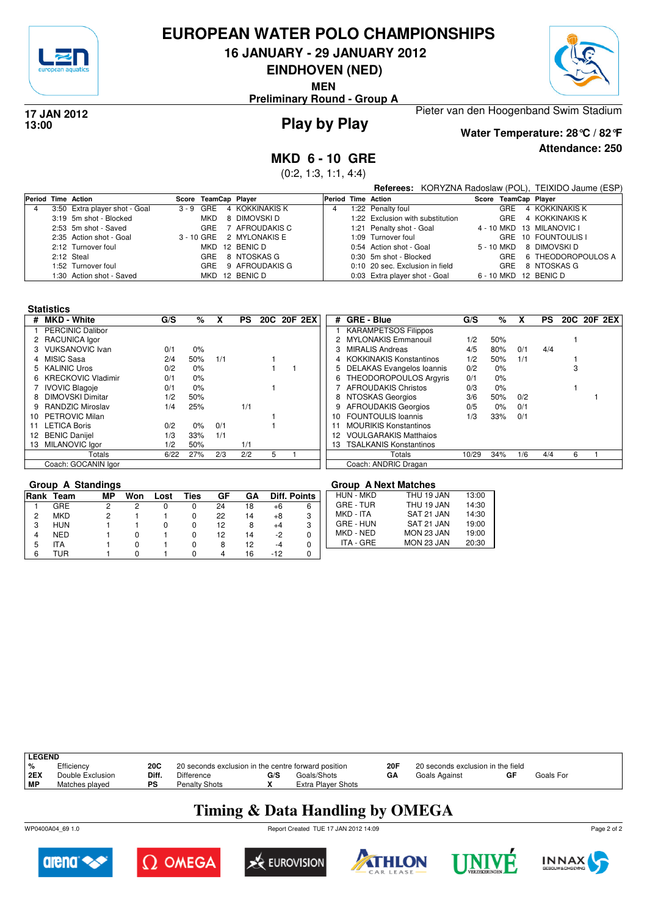# EUROPEAN WATER POLO CHAMPIONSHIPS

**16 JANUARY - 29 JANUARY 2012**

**EINDHOVEN (NED)**

**MEN**

**Preliminary Round - Group A**

**17 JAN 2012**
**13:00**

## Play by Play

Pieter van den Hoogenband Swim Stadium

**Water Temperature: 28°C / 82°F**

**Attendance: 250**

## MKD 6 - 10 GRE

(0:2, 1:3, 1:1, 4:4)

**Referees:** KORYZNA Radoslaw (POL), TEIXIDO Jaume (ESP)

| Period | Time | Action | Score | TeamCap | Player |
|---|---|---|---|---|---|
| 4 | 3:50 | Extra player shot - Goal | 3 - 9 | GRE 4 | KOKKINAKIS K |
| | 3:19 | 5m shot - Blocked | | MKD 8 | DIMOVSKI D |
| | 2:53 | 5m shot - Saved | | GRE 7 | AFROUDAKIS C |
| | 2:35 | Action shot - Goal | 3 - 10 | GRE 2 | MYLONAKIS E |
| | 2:12 | Turnover foul | | MKD 12 | BENIC D |
| | 2:12 | Steal | | GRE 8 | NTOSKAS G |
| | 1:52 | Turnover foul | | GRE 9 | AFROUDAKIS G |
| | 1:30 | Action shot - Saved | | MKD 12 | BENIC D |
| 4 | 1:22 | Penalty foul | | GRE 4 | KOKKINAKIS K |
| | 1:22 | Exclusion with substitution | | GRE 4 | KOKKINAKIS K |
| | 1:21 | Penalty shot - Goal | 4 - 10 | MKD 13 | MILANOVIC I |
| | 1:09 | Turnover foul | | GRE 10 | FOUNTOULIS I |
| | 0:54 | Action shot - Goal | 5 - 10 | MKD 8 | DIMOVSKI D |
| | 0:30 | 5m shot - Blocked | | GRE 6 | THEODOROPOULOS A |
| | 0:10 | 20 sec. Exclusion in field | | GRE 8 | NTOSKAS G |
| | 0:03 | Extra player shot - Goal | 6 - 10 | MKD 12 | BENIC D |

### Statistics

| # | MKD - White | G/S | % | X | PS | 20C | 20F | 2EX |
|---|---|---|---|---|---|---|---|---|
| 1 | PERCINIC Dalibor | | | | | | | |
| 2 | RACUNICA Igor | | | | | | | |
| 3 | VUKSANOVIC Ivan | 0/1 | 0% | | | | | |
| 4 | MISIC Sasa | 2/4 | 50% | 1/1 | | 1 | | |
| 5 | KALINIC Uros | 0/2 | 0% | | | 1 | 1 | |
| 6 | KRECKOVIC Vladimir | 0/1 | 0% | | | | | |
| 7 | IVOVIC Blagoje | 0/1 | 0% | | | 1 | | |
| 8 | DIMOVSKI Dimitar | 1/2 | 50% | | | | | |
| 9 | RANDZIC Miroslav | 1/4 | 25% | | 1/1 | | | |
| 10 | PETROVIC Milan | | | | | 1 | | |
| 11 | LETICA Boris | 0/2 | 0% | 0/1 | | 1 | | |
| 12 | BENIC Danijel | 1/3 | 33% | 1/1 | | | | |
| 13 | MILANOVIC Igor | 1/2 | 50% | | 1/1 | | | |
| | Totals | 6/22 | 27% | 2/3 | 2/2 | 5 | 1 | |
| | Coach: GOCANIN Igor | | | | | | | |

| # | GRE - Blue | G/S | % | X | PS | 20C | 20F | 2EX |
|---|---|---|---|---|---|---|---|---|
| 1 | KARAMPETSOS Filippos | | | | | | | |
| 2 | MYLONAKIS Emmanouil | 1/2 | 50% | | | 1 | | |
| 3 | MIRALIS Andreas | 4/5 | 80% | 0/1 | 4/4 | | | |
| 4 | KOKKINAKIS Konstantinos | 1/2 | 50% | 1/1 | | 1 | | |
| 5 | DELAKAS Evangelos Ioannis | 0/2 | 0% | | | 3 | | |
| 6 | THEODOROPOULOS Argyris | 0/1 | 0% | | | | | |
| 7 | AFROUDAKIS Christos | 0/3 | 0% | | | 1 | | |
| 8 | NTOSKAS Georgios | 3/6 | 50% | 0/2 | | | 1 | |
| 9 | AFROUDAKIS Georgios | 0/5 | 0% | 0/1 | | | | |
| 10 | FOUNTOULIS Ioannis | 1/3 | 33% | 0/1 | | | | |
| 11 | MOURIKIS Konstantinos | | | | | | | |
| 12 | VOULGARAKIS Matthaios | | | | | | | |
| 13 | TSALKANIS Konstantinos | | | | | | | |
| | Totals | 10/29 | 34% | 1/6 | 4/4 | 6 | 1 | |
| | Coach: ANDRIC Dragan | | | | | | | |

### Group A Standings

| Rank | Team | MP | Won | Lost | Ties | GF | GA | Diff. | Points |
|---|---|---|---|---|---|---|---|---|---|
| 1 | GRE | 2 | 2 | 0 | 0 | 24 | 18 | +6 | 6 |
| 2 | MKD | 2 | 1 | 1 | 0 | 22 | 14 | +8 | 3 |
| 3 | HUN | 1 | 1 | 0 | 0 | 12 | 8 | +4 | 3 |
| 4 | NED | 1 | 0 | 1 | 0 | 12 | 14 | -2 | 0 |
| 5 | ITA | 1 | 0 | 1 | 0 | 8 | 12 | -4 | 0 |
| 6 | TUR | 1 | 0 | 1 | 0 | 4 | 16 | -12 | 0 |

### Group A Next Matches

| | | |
|---|---|---|
| HUN - MKD | THU 19 JAN | 13:00 |
| GRE - TUR | THU 19 JAN | 14:30 |
| MKD - ITA | SAT 21 JAN | 14:30 |
| GRE - HUN | SAT 21 JAN | 19:00 |
| MKD - NED | MON 23 JAN | 19:00 |
| ITA - GRE | MON 23 JAN | 20:30 |

**LEGEND**

| | | | | | | | | | |
|---|---|---|---|---|---|---|---|---|---|
| % | Efficiency | 20C | 20 seconds exclusion in the centre forward position | | | 20F | 20 seconds exclusion in the field | | |
| 2EX | Double Exclusion | Diff. | Difference | G/S | Goals/Shots | GA | Goals Against | GF | Goals For |
| MP | Matches played | PS | Penalty Shots | X | Extra Player Shots | | | | |

## Timing & Data Handling by OMEGA

WP0400A04_69 1.0 Report Created TUE 17 JAN 2012 14:09